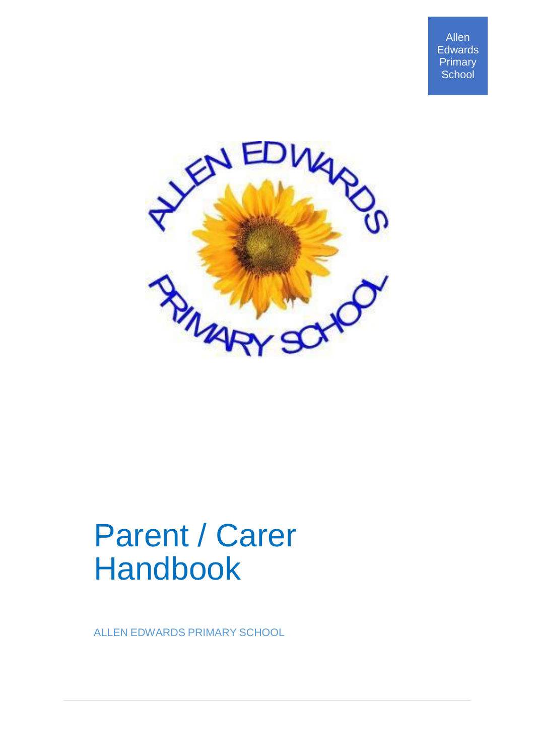Allen Edwards Primary School

# Parent / Carer Handbook

ALLEN EDWARDS PRIMARY SCHOOL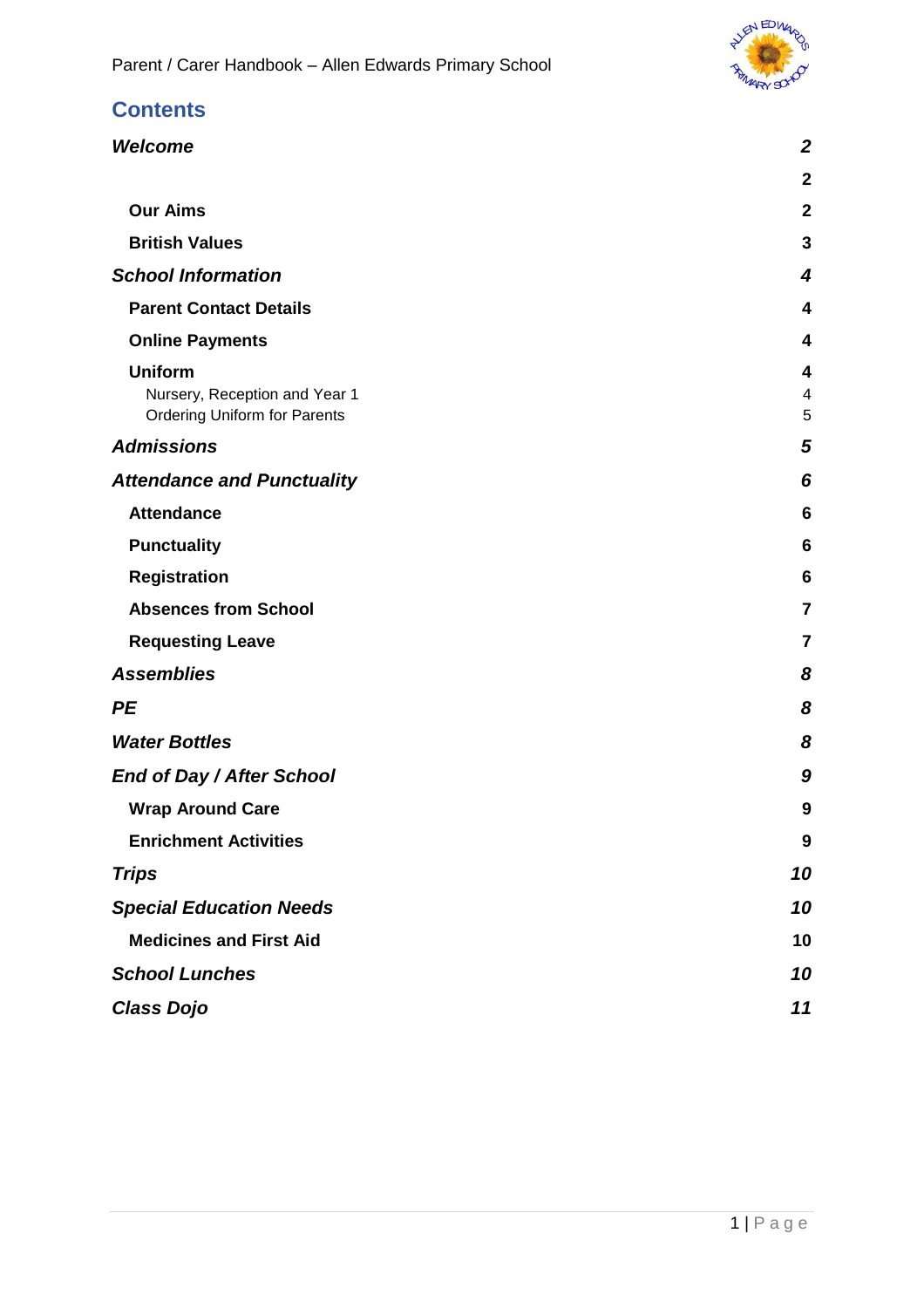## Contents

| | |
|---|---|
| ***Welcome*** | ***2*** |
| | **2** |
| **Our Aims** | **2** |
| **British Values** | **3** |
| ***School Information*** | ***4*** |
| **Parent Contact Details** | **4** |
| **Online Payments** | **4** |
| **Uniform** | **4** |
| Nursery, Reception and Year 1 | 4 |
| Ordering Uniform for Parents | 5 |
| ***Admissions*** | ***5*** |
| ***Attendance and Punctuality*** | ***6*** |
| **Attendance** | **6** |
| **Punctuality** | **6** |
| **Registration** | **6** |
| **Absences from School** | **7** |
| **Requesting Leave** | **7** |
| ***Assemblies*** | ***8*** |
| ***PE*** | ***8*** |
| ***Water Bottles*** | ***8*** |
| ***End of Day / After School*** | ***9*** |
| **Wrap Around Care** | **9** |
| **Enrichment Activities** | **9** |
| ***Trips*** | ***10*** |
| ***Special Education Needs*** | ***10*** |
| **Medicines and First Aid** | **10** |
| ***School Lunches*** | ***10*** |
| ***Class Dojo*** | ***11*** |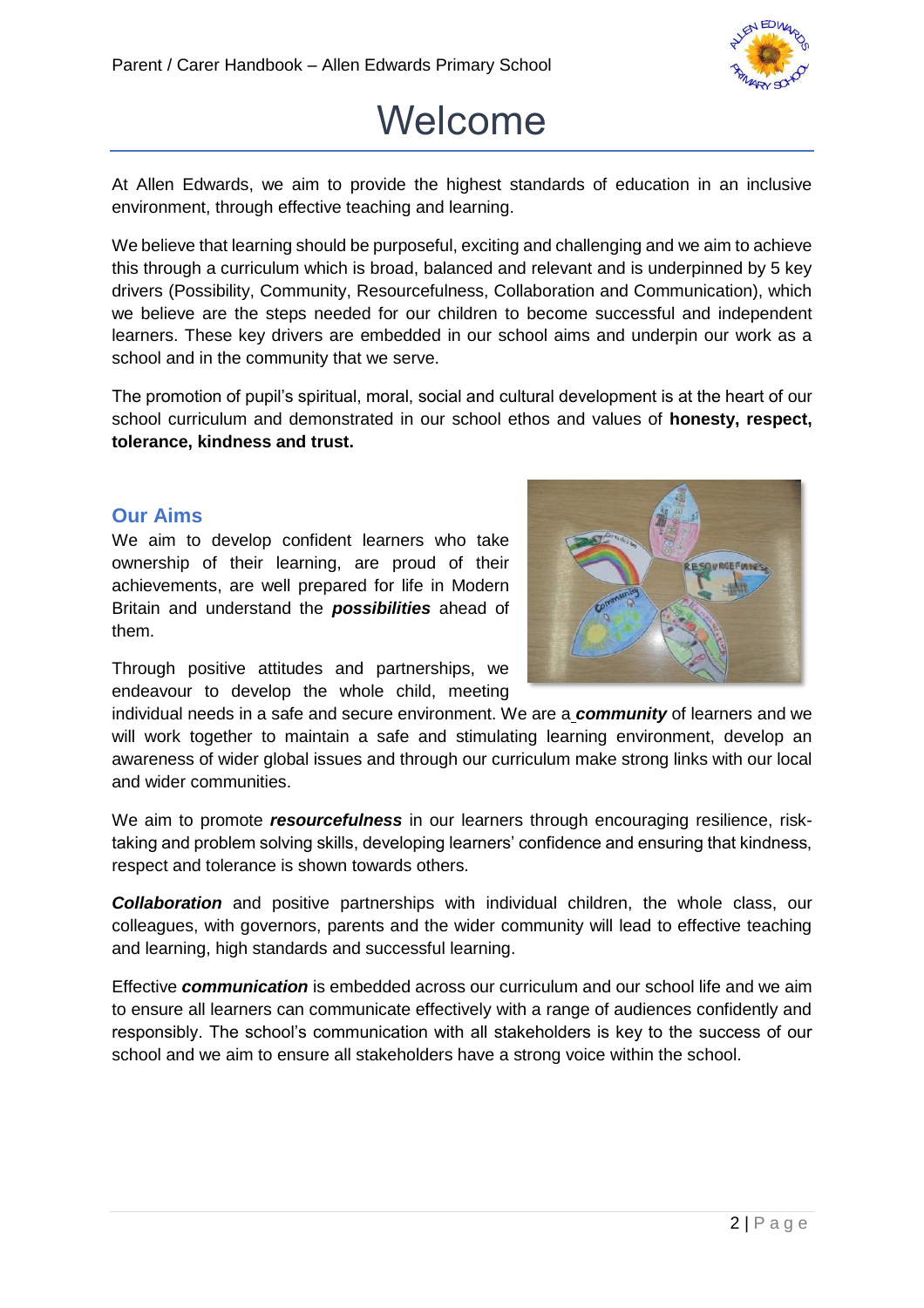# Welcome

At Allen Edwards, we aim to provide the highest standards of education in an inclusive environment, through effective teaching and learning.

We believe that learning should be purposeful, exciting and challenging and we aim to achieve this through a curriculum which is broad, balanced and relevant and is underpinned by 5 key drivers (Possibility, Community, Resourcefulness, Collaboration and Communication), which we believe are the steps needed for our children to become successful and independent learners. These key drivers are embedded in our school aims and underpin our work as a school and in the community that we serve.

The promotion of pupil's spiritual, moral, social and cultural development is at the heart of our school curriculum and demonstrated in our school ethos and values of **honesty, respect, tolerance, kindness and trust.**

## Our Aims

We aim to develop confident learners who take ownership of their learning, are proud of their achievements, are well prepared for life in Modern Britain and understand the ***possibilities*** ahead of them.

Through positive attitudes and partnerships, we endeavour to develop the whole child, meeting individual needs in a safe and secure environment. We are a ***community*** of learners and we will work together to maintain a safe and stimulating learning environment, develop an awareness of wider global issues and through our curriculum make strong links with our local and wider communities.

We aim to promote ***resourcefulness*** in our learners through encouraging resilience, risk-taking and problem solving skills, developing learners' confidence and ensuring that kindness, respect and tolerance is shown towards others.

***Collaboration*** and positive partnerships with individual children, the whole class, our colleagues, with governors, parents and the wider community will lead to effective teaching and learning, high standards and successful learning.

Effective ***communication*** is embedded across our curriculum and our school life and we aim to ensure all learners can communicate effectively with a range of audiences confidently and responsibly. The school's communication with all stakeholders is key to the success of our school and we aim to ensure all stakeholders have a strong voice within the school.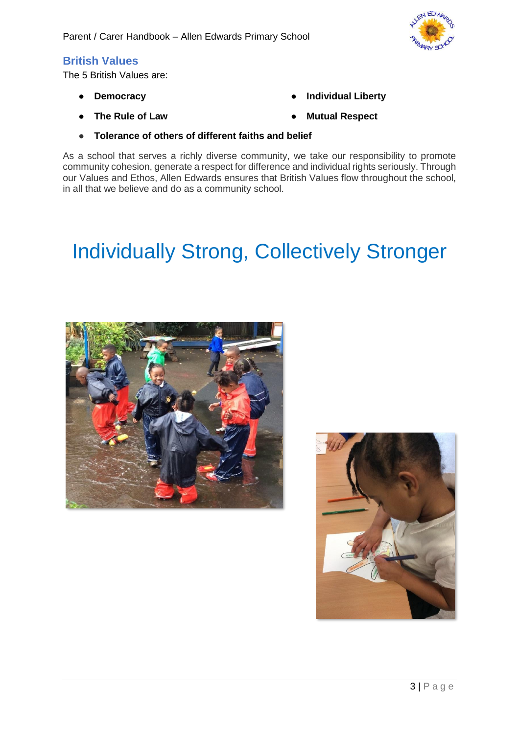## British Values

The 5 British Values are:

- **Democracy**
- **Individual Liberty**
- **The Rule of Law**
- **Mutual Respect**
- **Tolerance of others of different faiths and belief**

As a school that serves a richly diverse community, we take our responsibility to promote community cohesion, generate a respect for difference and individual rights seriously. Through our Values and Ethos, Allen Edwards ensures that British Values flow throughout the school, in all that we believe and do as a community school.

# Individually Strong, Collectively Stronger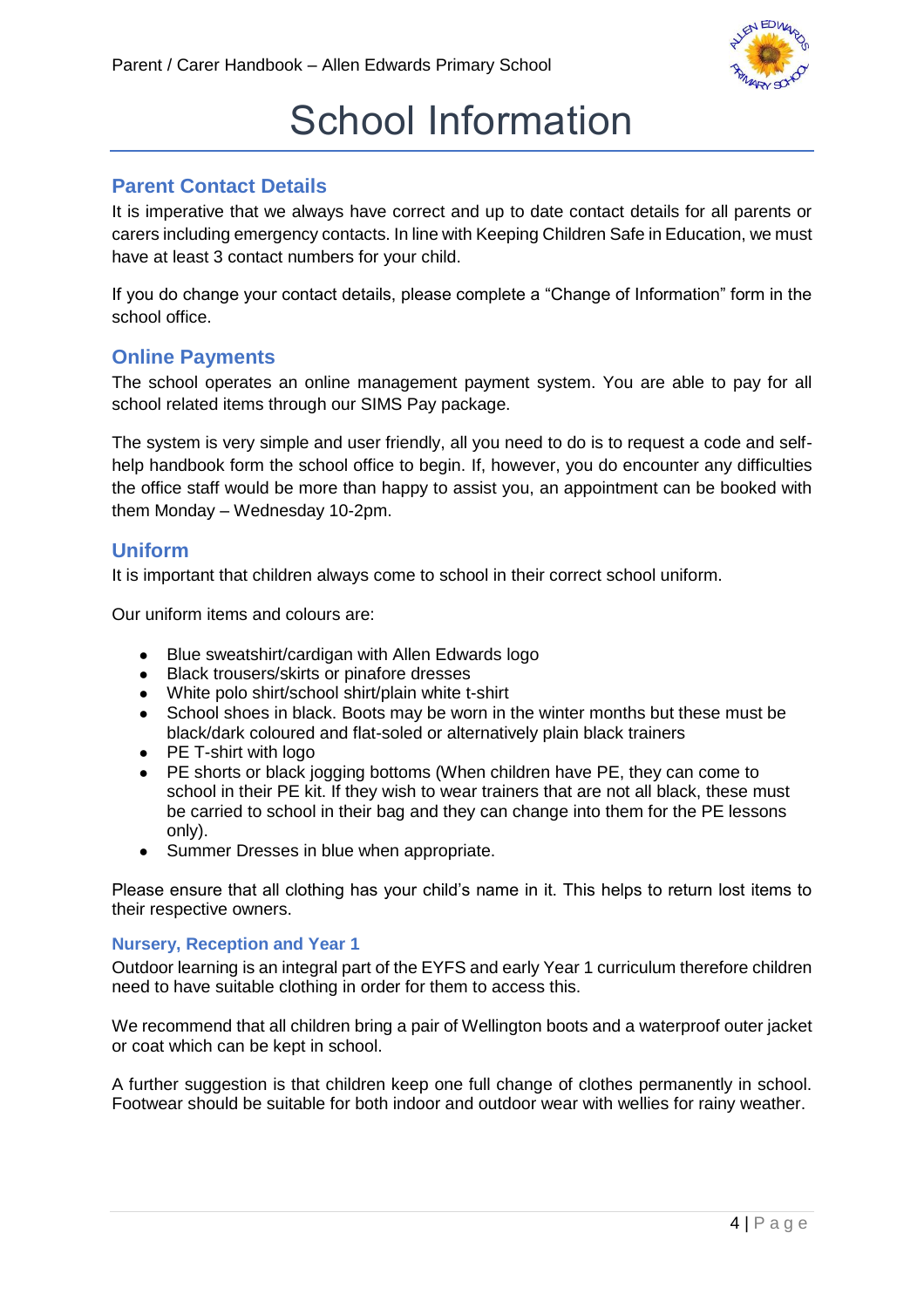# School Information

## Parent Contact Details

It is imperative that we always have correct and up to date contact details for all parents or carers including emergency contacts. In line with Keeping Children Safe in Education, we must have at least 3 contact numbers for your child.

If you do change your contact details, please complete a "Change of Information" form in the school office.

## Online Payments

The school operates an online management payment system. You are able to pay for all school related items through our SIMS Pay package.

The system is very simple and user friendly, all you need to do is to request a code and self-help handbook form the school office to begin. If, however, you do encounter any difficulties the office staff would be more than happy to assist you, an appointment can be booked with them Monday – Wednesday 10-2pm.

## Uniform

It is important that children always come to school in their correct school uniform.

Our uniform items and colours are:

- Blue sweatshirt/cardigan with Allen Edwards logo
- Black trousers/skirts or pinafore dresses
- White polo shirt/school shirt/plain white t-shirt
- School shoes in black. Boots may be worn in the winter months but these must be black/dark coloured and flat-soled or alternatively plain black trainers
- PE T-shirt with logo
- PE shorts or black jogging bottoms (When children have PE, they can come to school in their PE kit. If they wish to wear trainers that are not all black, these must be carried to school in their bag and they can change into them for the PE lessons only).
- Summer Dresses in blue when appropriate.

Please ensure that all clothing has your child's name in it. This helps to return lost items to their respective owners.

### Nursery, Reception and Year 1

Outdoor learning is an integral part of the EYFS and early Year 1 curriculum therefore children need to have suitable clothing in order for them to access this.

We recommend that all children bring a pair of Wellington boots and a waterproof outer jacket or coat which can be kept in school.

A further suggestion is that children keep one full change of clothes permanently in school. Footwear should be suitable for both indoor and outdoor wear with wellies for rainy weather.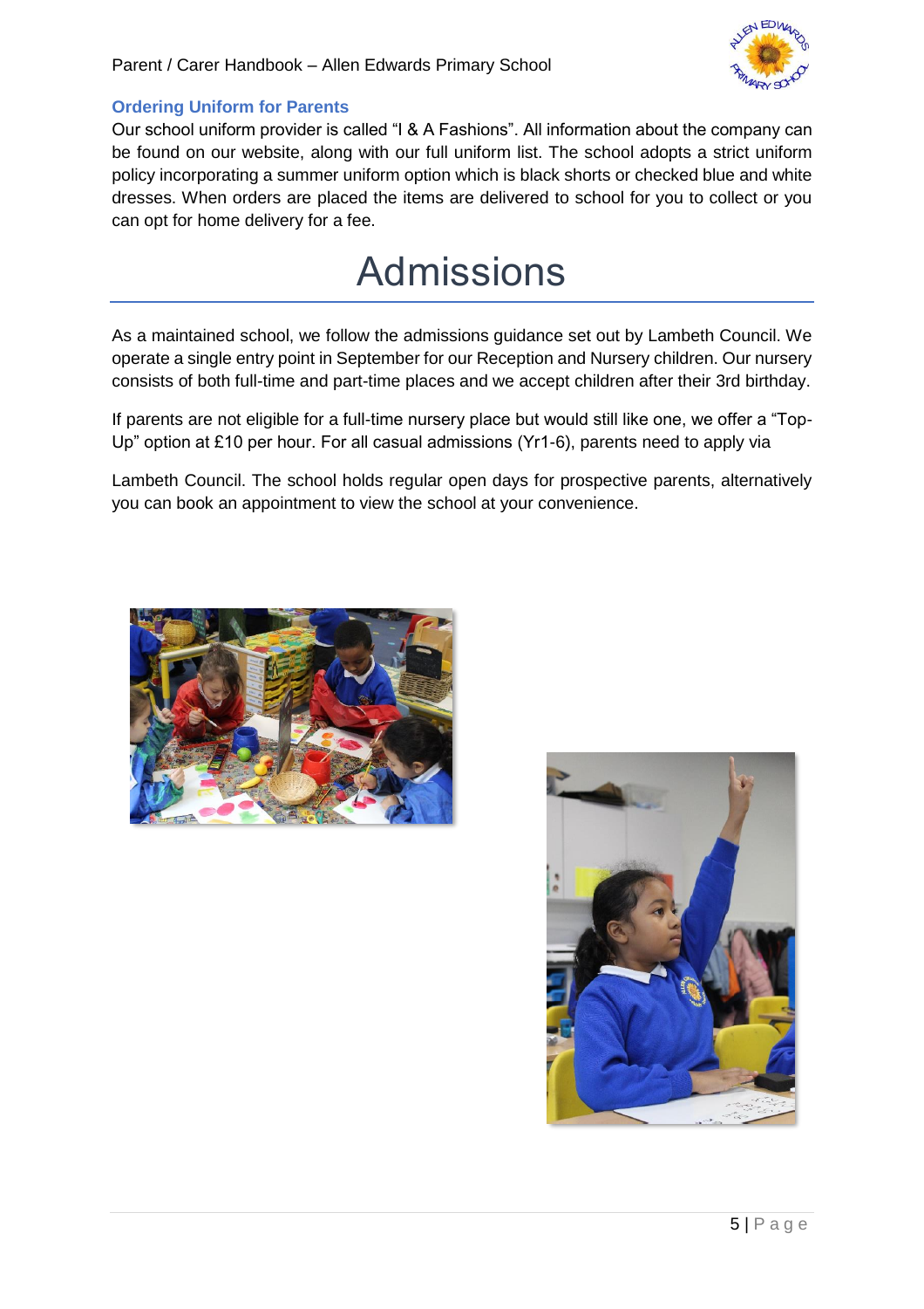### Ordering Uniform for Parents

Our school uniform provider is called "I & A Fashions". All information about the company can be found on our website, along with our full uniform list. The school adopts a strict uniform policy incorporating a summer uniform option which is black shorts or checked blue and white dresses. When orders are placed the items are delivered to school for you to collect or you can opt for home delivery for a fee.

# Admissions

As a maintained school, we follow the admissions guidance set out by Lambeth Council. We operate a single entry point in September for our Reception and Nursery children. Our nursery consists of both full-time and part-time places and we accept children after their 3rd birthday.

If parents are not eligible for a full-time nursery place but would still like one, we offer a "Top-Up" option at £10 per hour. For all casual admissions (Yr1-6), parents need to apply via

Lambeth Council. The school holds regular open days for prospective parents, alternatively you can book an appointment to view the school at your convenience.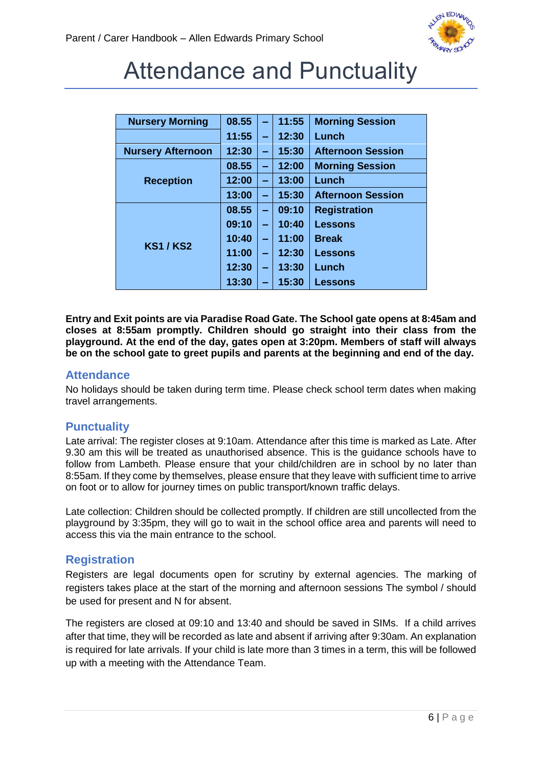# Attendance and Punctuality

| | | | | |
|---|---|---|---|---|
| **Nursery Morning** | **08.55** | **–** | **11:55** | **Morning Session** |
| | **11:55** | **–** | **12:30** | **Lunch** |
| **Nursery Afternoon** | **12:30** | **–** | **15:30** | **Afternoon Session** |
| **Reception** | **08.55** | **–** | **12:00** | **Morning Session** |
| | **12:00** | **–** | **13:00** | **Lunch** |
| | **13:00** | **–** | **15:30** | **Afternoon Session** |
| **KS1 / KS2** | **08.55** | **–** | **09:10** | **Registration** |
| | **09:10** | **–** | **10:40** | **Lessons** |
| | **10:40** | **–** | **11:00** | **Break** |
| | **11:00** | **–** | **12:30** | **Lessons** |
| | **12:30** | **–** | **13:30** | **Lunch** |
| | **13:30** | **–** | **15:30** | **Lessons** |

**Entry and Exit points are via Paradise Road Gate. The School gate opens at 8:45am and closes at 8:55am promptly. Children should go straight into their class from the playground. At the end of the day, gates open at 3:20pm. Members of staff will always be on the school gate to greet pupils and parents at the beginning and end of the day.**

## Attendance

No holidays should be taken during term time. Please check school term dates when making travel arrangements.

## Punctuality

Late arrival: The register closes at 9:10am. Attendance after this time is marked as Late. After 9.30 am this will be treated as unauthorised absence. This is the guidance schools have to follow from Lambeth. Please ensure that your child/children are in school by no later than 8:55am. If they come by themselves, please ensure that they leave with sufficient time to arrive on foot or to allow for journey times on public transport/known traffic delays.

Late collection: Children should be collected promptly. If children are still uncollected from the playground by 3:35pm, they will go to wait in the school office area and parents will need to access this via the main entrance to the school.

## Registration

Registers are legal documents open for scrutiny by external agencies. The marking of registers takes place at the start of the morning and afternoon sessions The symbol / should be used for present and N for absent.

The registers are closed at 09:10 and 13:40 and should be saved in SIMs. If a child arrives after that time, they will be recorded as late and absent if arriving after 9:30am. An explanation is required for late arrivals. If your child is late more than 3 times in a term, this will be followed up with a meeting with the Attendance Team.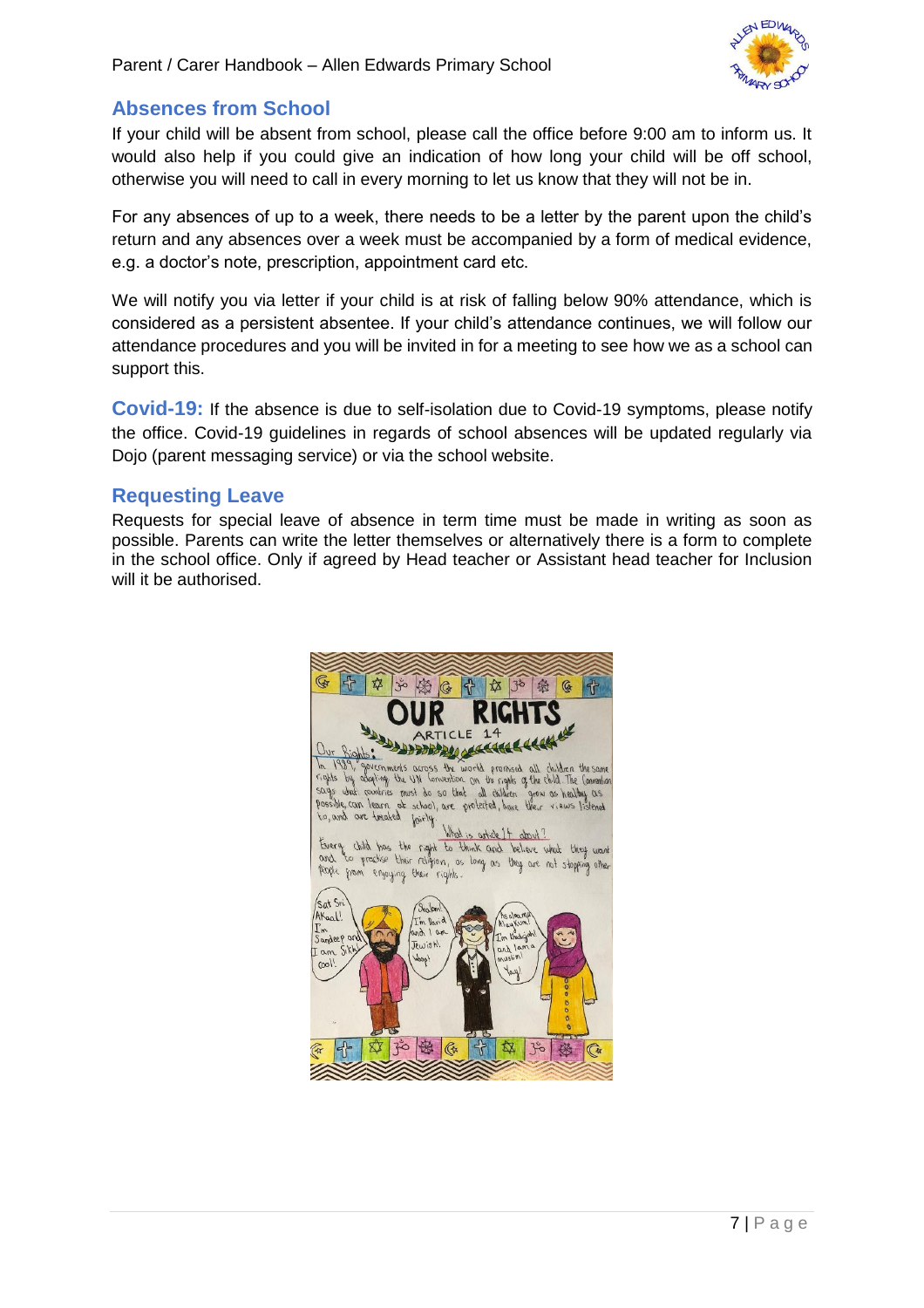## Absences from School

If your child will be absent from school, please call the office before 9:00 am to inform us. It would also help if you could give an indication of how long your child will be off school, otherwise you will need to call in every morning to let us know that they will not be in.

For any absences of up to a week, there needs to be a letter by the parent upon the child's return and any absences over a week must be accompanied by a form of medical evidence, e.g. a doctor's note, prescription, appointment card etc.

We will notify you via letter if your child is at risk of falling below 90% attendance, which is considered as a persistent absentee. If your child's attendance continues, we will follow our attendance procedures and you will be invited in for a meeting to see how we as a school can support this.

**Covid-19:** If the absence is due to self-isolation due to Covid-19 symptoms, please notify the office. Covid-19 guidelines in regards of school absences will be updated regularly via Dojo (parent messaging service) or via the school website.

## Requesting Leave

Requests for special leave of absence in term time must be made in writing as soon as possible. Parents can write the letter themselves or alternatively there is a form to complete in the school office. Only if agreed by Head teacher or Assistant head teacher for Inclusion will it be authorised.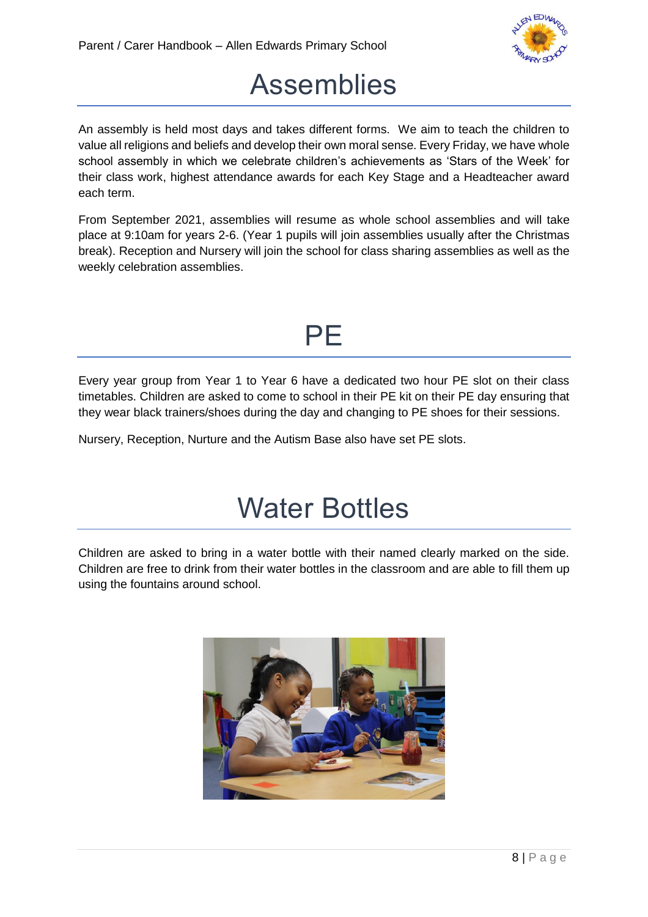# Assemblies

An assembly is held most days and takes different forms. We aim to teach the children to value all religions and beliefs and develop their own moral sense. Every Friday, we have whole school assembly in which we celebrate children's achievements as 'Stars of the Week' for their class work, highest attendance awards for each Key Stage and a Headteacher award each term.

From September 2021, assemblies will resume as whole school assemblies and will take place at 9:10am for years 2-6. (Year 1 pupils will join assemblies usually after the Christmas break). Reception and Nursery will join the school for class sharing assemblies as well as the weekly celebration assemblies.

# PE

Every year group from Year 1 to Year 6 have a dedicated two hour PE slot on their class timetables. Children are asked to come to school in their PE kit on their PE day ensuring that they wear black trainers/shoes during the day and changing to PE shoes for their sessions.

Nursery, Reception, Nurture and the Autism Base also have set PE slots.

# Water Bottles

Children are asked to bring in a water bottle with their named clearly marked on the side. Children are free to drink from their water bottles in the classroom and are able to fill them up using the fountains around school.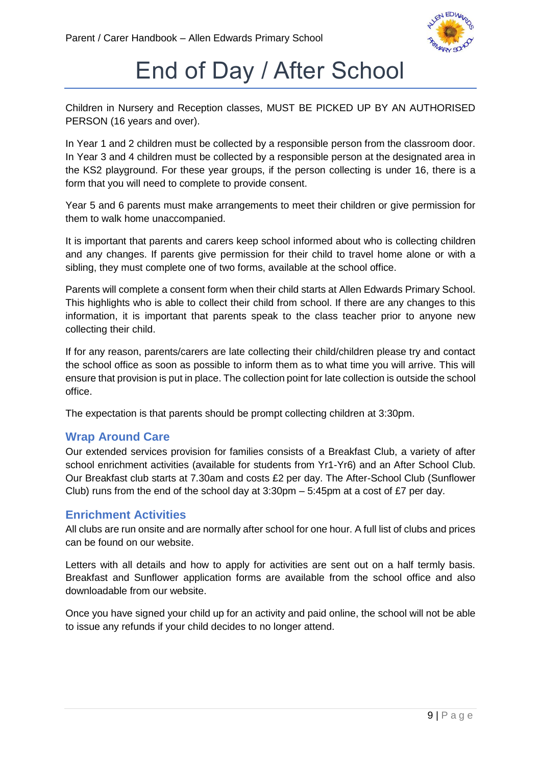# End of Day / After School

Children in Nursery and Reception classes, MUST BE PICKED UP BY AN AUTHORISED PERSON (16 years and over).

In Year 1 and 2 children must be collected by a responsible person from the classroom door. In Year 3 and 4 children must be collected by a responsible person at the designated area in the KS2 playground. For these year groups, if the person collecting is under 16, there is a form that you will need to complete to provide consent.

Year 5 and 6 parents must make arrangements to meet their children or give permission for them to walk home unaccompanied.

It is important that parents and carers keep school informed about who is collecting children and any changes. If parents give permission for their child to travel home alone or with a sibling, they must complete one of two forms, available at the school office.

Parents will complete a consent form when their child starts at Allen Edwards Primary School. This highlights who is able to collect their child from school. If there are any changes to this information, it is important that parents speak to the class teacher prior to anyone new collecting their child.

If for any reason, parents/carers are late collecting their child/children please try and contact the school office as soon as possible to inform them as to what time you will arrive. This will ensure that provision is put in place. The collection point for late collection is outside the school office.

The expectation is that parents should be prompt collecting children at 3:30pm.

## Wrap Around Care

Our extended services provision for families consists of a Breakfast Club, a variety of after school enrichment activities (available for students from Yr1-Yr6) and an After School Club. Our Breakfast club starts at 7.30am and costs £2 per day. The After-School Club (Sunflower Club) runs from the end of the school day at 3:30pm – 5:45pm at a cost of £7 per day.

## Enrichment Activities

All clubs are run onsite and are normally after school for one hour. A full list of clubs and prices can be found on our website.

Letters with all details and how to apply for activities are sent out on a half termly basis. Breakfast and Sunflower application forms are available from the school office and also downloadable from our website.

Once you have signed your child up for an activity and paid online, the school will not be able to issue any refunds if your child decides to no longer attend.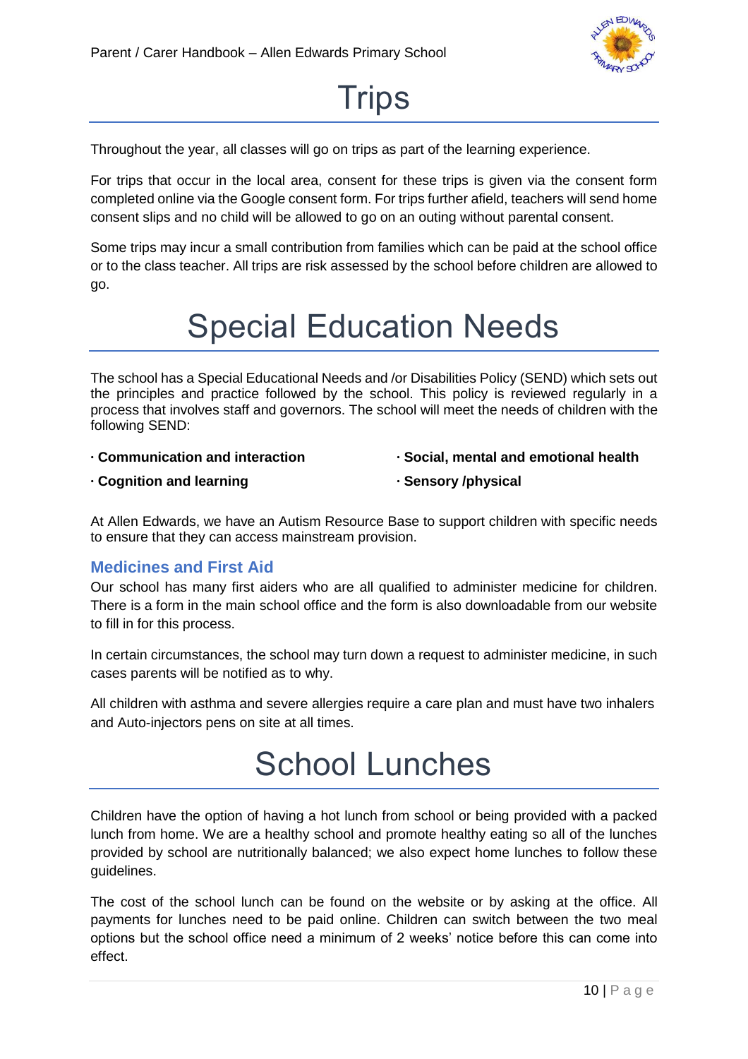# Trips

Throughout the year, all classes will go on trips as part of the learning experience.

For trips that occur in the local area, consent for these trips is given via the consent form completed online via the Google consent form. For trips further afield, teachers will send home consent slips and no child will be allowed to go on an outing without parental consent.

Some trips may incur a small contribution from families which can be paid at the school office or to the class teacher. All trips are risk assessed by the school before children are allowed to go.

# Special Education Needs

The school has a Special Educational Needs and /or Disabilities Policy (SEND) which sets out the principles and practice followed by the school. This policy is reviewed regularly in a process that involves staff and governors. The school will meet the needs of children with the following SEND:

- **Communication and interaction**
- **Cognition and learning**
- **Social, mental and emotional health**
- **Sensory /physical**

At Allen Edwards, we have an Autism Resource Base to support children with specific needs to ensure that they can access mainstream provision.

## Medicines and First Aid

Our school has many first aiders who are all qualified to administer medicine for children. There is a form in the main school office and the form is also downloadable from our website to fill in for this process.

In certain circumstances, the school may turn down a request to administer medicine, in such cases parents will be notified as to why.

All children with asthma and severe allergies require a care plan and must have two inhalers and Auto-injectors pens on site at all times.

# School Lunches

Children have the option of having a hot lunch from school or being provided with a packed lunch from home. We are a healthy school and promote healthy eating so all of the lunches provided by school are nutritionally balanced; we also expect home lunches to follow these guidelines.

The cost of the school lunch can be found on the website or by asking at the office. All payments for lunches need to be paid online. Children can switch between the two meal options but the school office need a minimum of 2 weeks' notice before this can come into effect.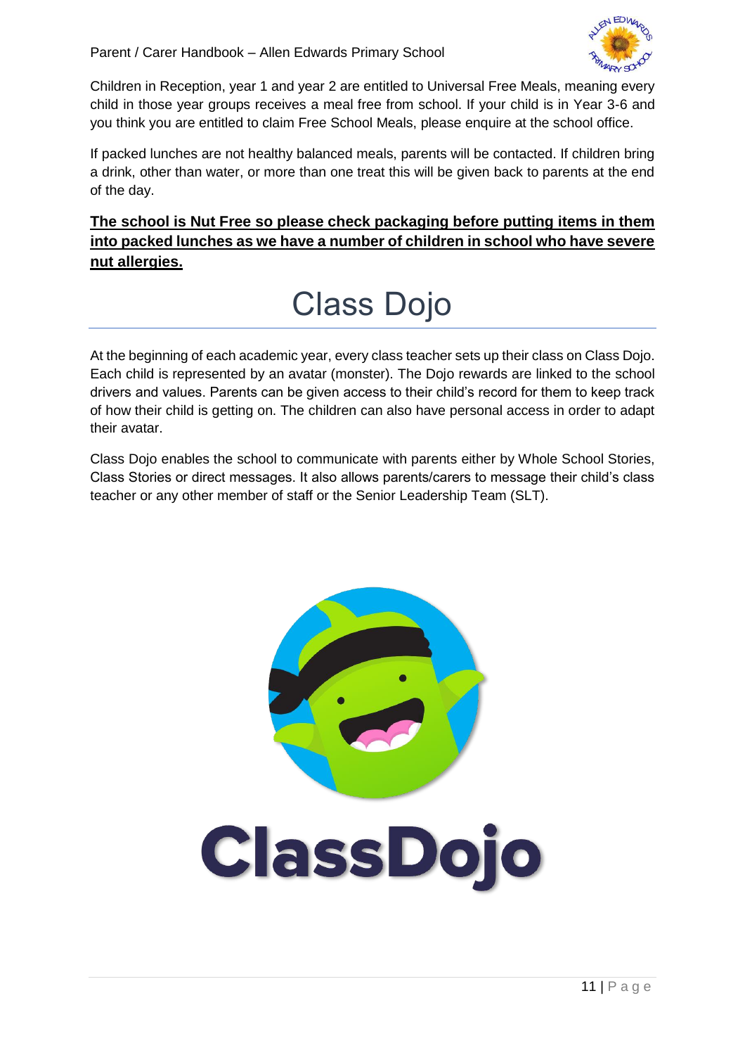Children in Reception, year 1 and year 2 are entitled to Universal Free Meals, meaning every child in those year groups receives a meal free from school. If your child is in Year 3-6 and you think you are entitled to claim Free School Meals, please enquire at the school office.

If packed lunches are not healthy balanced meals, parents will be contacted. If children bring a drink, other than water, or more than one treat this will be given back to parents at the end of the day.

**The school is Nut Free so please check packaging before putting items in them into packed lunches as we have a number of children in school who have severe nut allergies.**

# Class Dojo

At the beginning of each academic year, every class teacher sets up their class on Class Dojo. Each child is represented by an avatar (monster). The Dojo rewards are linked to the school drivers and values. Parents can be given access to their child's record for them to keep track of how their child is getting on. The children can also have personal access in order to adapt their avatar.

Class Dojo enables the school to communicate with parents either by Whole School Stories, Class Stories or direct messages. It also allows parents/carers to message their child's class teacher or any other member of staff or the Senior Leadership Team (SLT).

ClassDojo